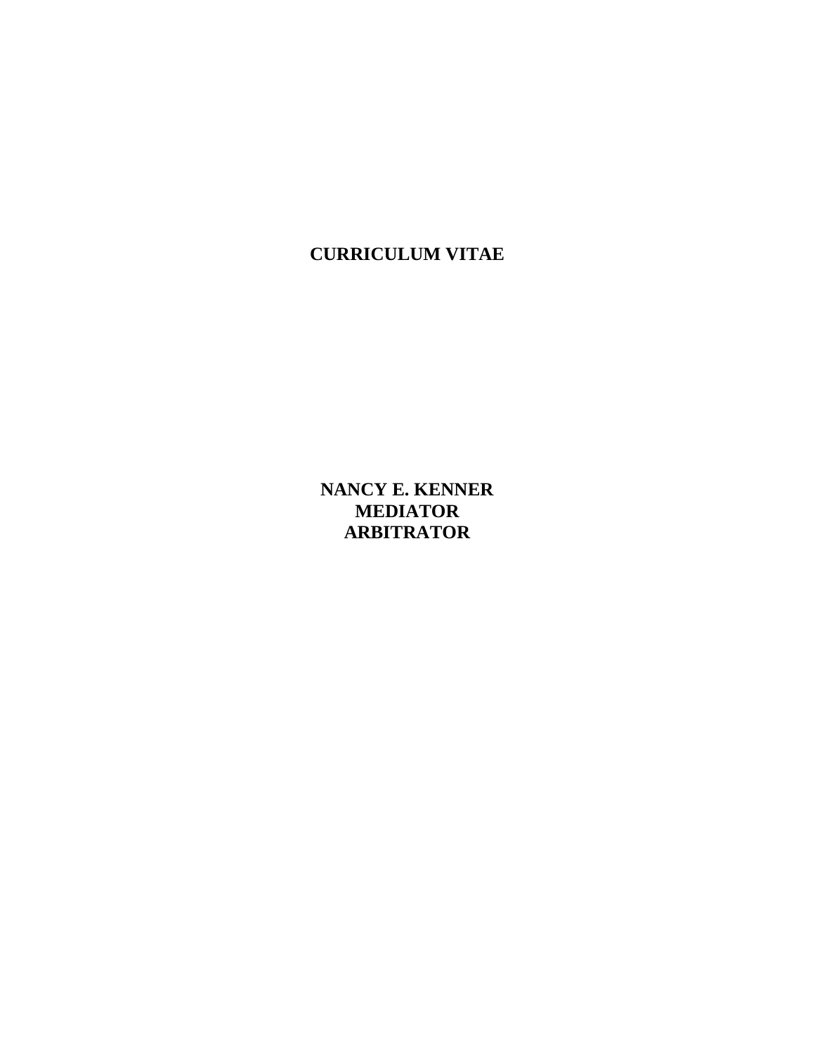# CURRICULUM VITAE

**NANCY E. KENNER**
**MEDIATOR**
**ARBITRATOR**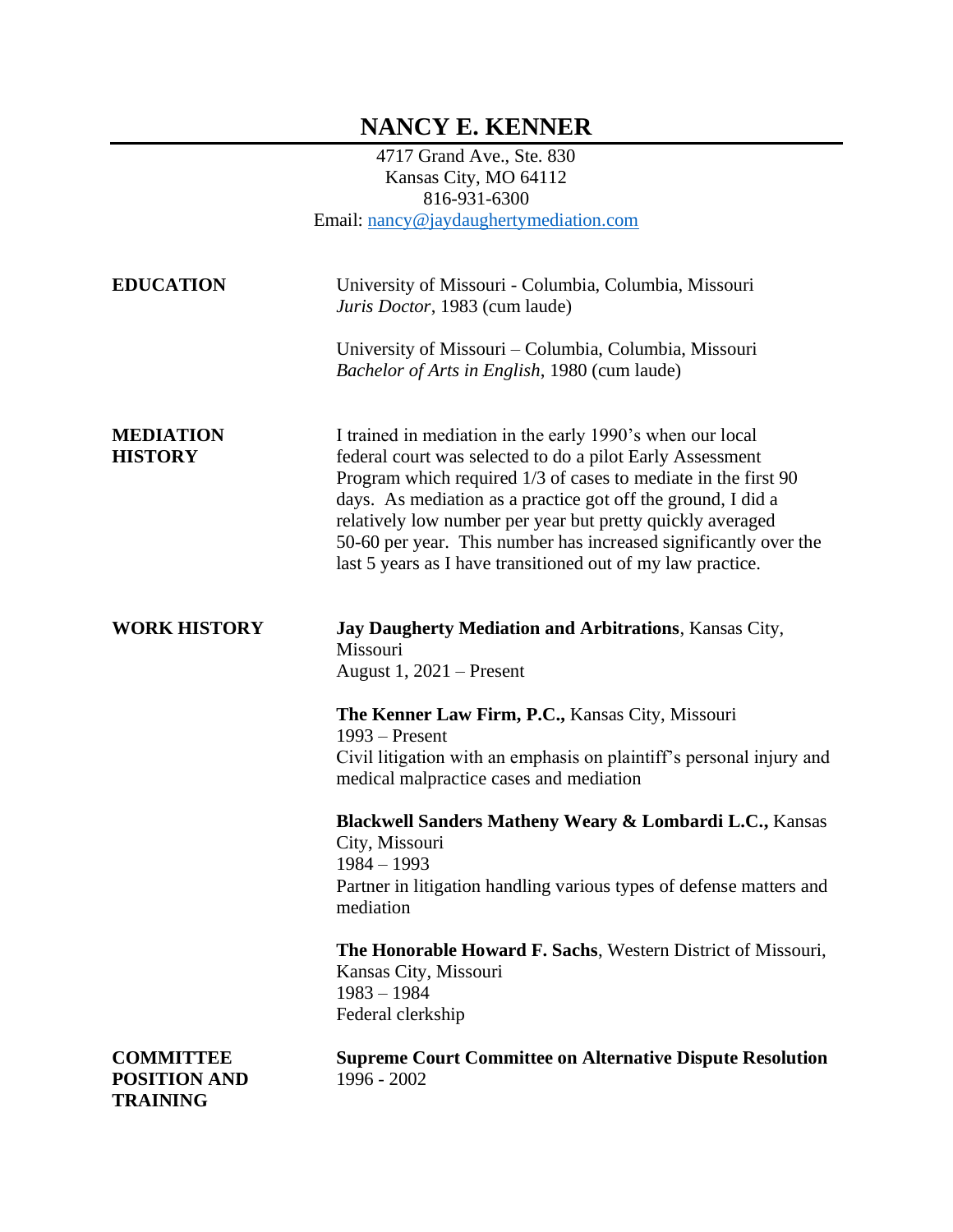# NANCY E. KENNER

4717 Grand Ave., Ste. 830
Kansas City, MO 64112
816-931-6300
Email: nancy@jaydaughertymediation.com

## EDUCATION

University of Missouri - Columbia, Columbia, Missouri
*Juris Doctor*, 1983 (cum laude)

University of Missouri – Columbia, Columbia, Missouri
*Bachelor of Arts in English*, 1980 (cum laude)

## MEDIATION HISTORY

I trained in mediation in the early 1990's when our local federal court was selected to do a pilot Early Assessment Program which required 1/3 of cases to mediate in the first 90 days. As mediation as a practice got off the ground, I did a relatively low number per year but pretty quickly averaged 50-60 per year. This number has increased significantly over the last 5 years as I have transitioned out of my law practice.

## WORK HISTORY

**Jay Daugherty Mediation and Arbitrations**, Kansas City, Missouri
August 1, 2021 – Present

**The Kenner Law Firm, P.C.,** Kansas City, Missouri
1993 – Present
Civil litigation with an emphasis on plaintiff's personal injury and medical malpractice cases and mediation

**Blackwell Sanders Matheny Weary & Lombardi L.C.,** Kansas City, Missouri
1984 – 1993
Partner in litigation handling various types of defense matters and mediation

**The Honorable Howard F. Sachs**, Western District of Missouri, Kansas City, Missouri
1983 – 1984
Federal clerkship

## COMMITTEE POSITION AND TRAINING

**Supreme Court Committee on Alternative Dispute Resolution**
1996 - 2002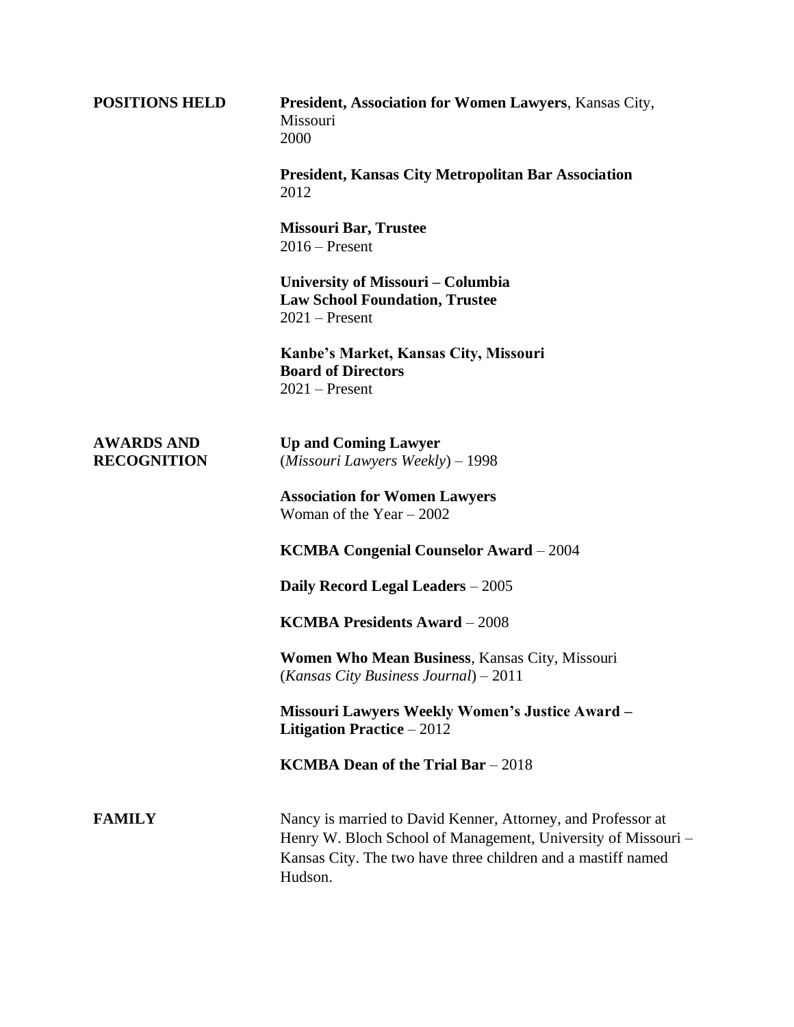## POSITIONS HELD

**President, Association for Women Lawyers**, Kansas City, Missouri
2000

**President, Kansas City Metropolitan Bar Association**
2012

**Missouri Bar, Trustee**
2016 – Present

**University of Missouri – Columbia**
**Law School Foundation, Trustee**
2021 – Present

**Kanbe's Market, Kansas City, Missouri**
**Board of Directors**
2021 – Present

## AWARDS AND RECOGNITION

**Up and Coming Lawyer**
(*Missouri Lawyers Weekly*) – 1998

**Association for Women Lawyers**
Woman of the Year – 2002

**KCMBA Congenial Counselor Award** – 2004

**Daily Record Legal Leaders** – 2005

**KCMBA Presidents Award** – 2008

**Women Who Mean Business**, Kansas City, Missouri
(*Kansas City Business Journal*) – 2011

**Missouri Lawyers Weekly Women's Justice Award – Litigation Practice** – 2012

**KCMBA Dean of the Trial Bar** – 2018

## FAMILY

Nancy is married to David Kenner, Attorney, and Professor at Henry W. Bloch School of Management, University of Missouri – Kansas City. The two have three children and a mastiff named Hudson.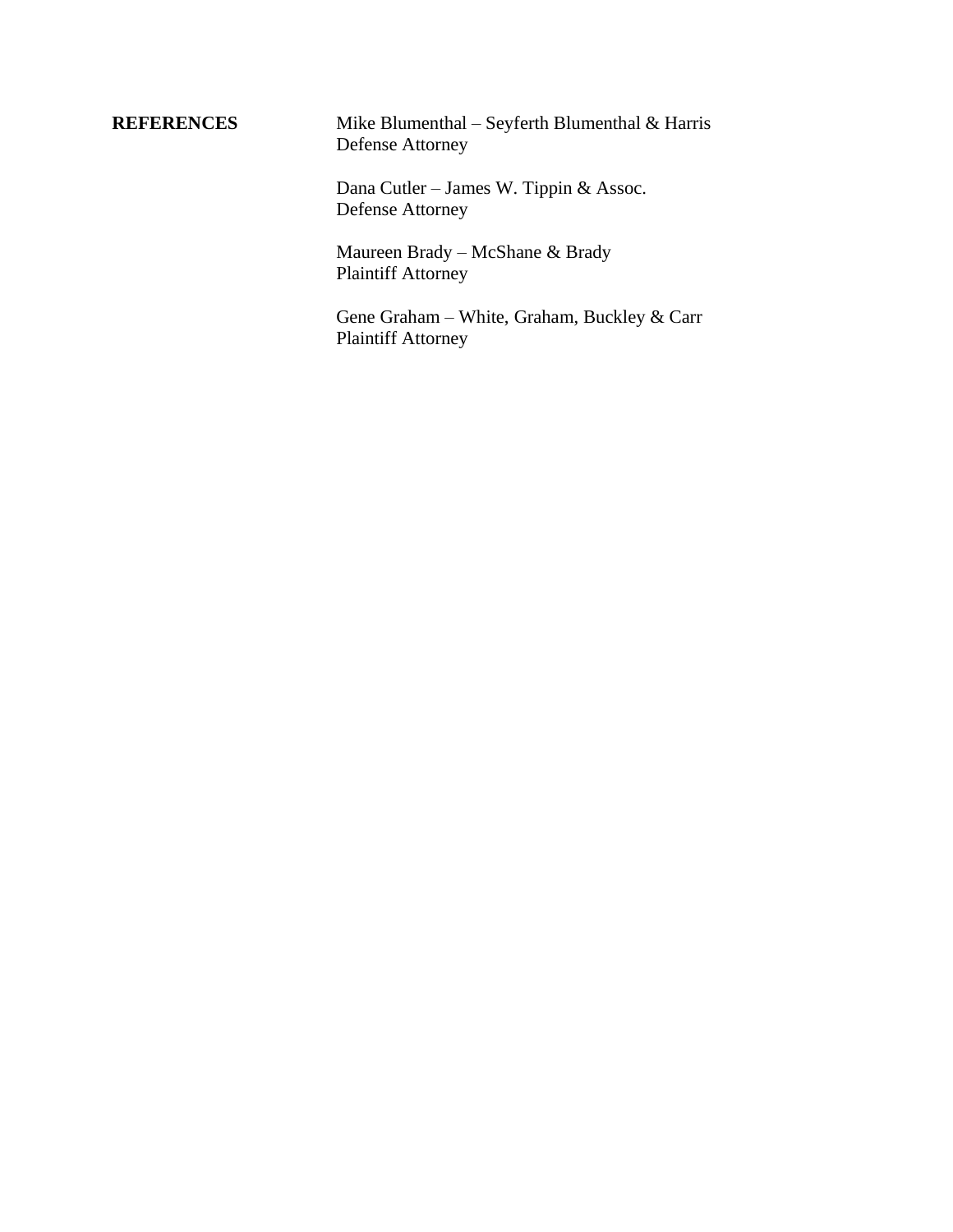**REFERENCES**

Mike Blumenthal – Seyferth Blumenthal & Harris
Defense Attorney

Dana Cutler – James W. Tippin & Assoc.
Defense Attorney

Maureen Brady – McShane & Brady
Plaintiff Attorney

Gene Graham – White, Graham, Buckley & Carr
Plaintiff Attorney